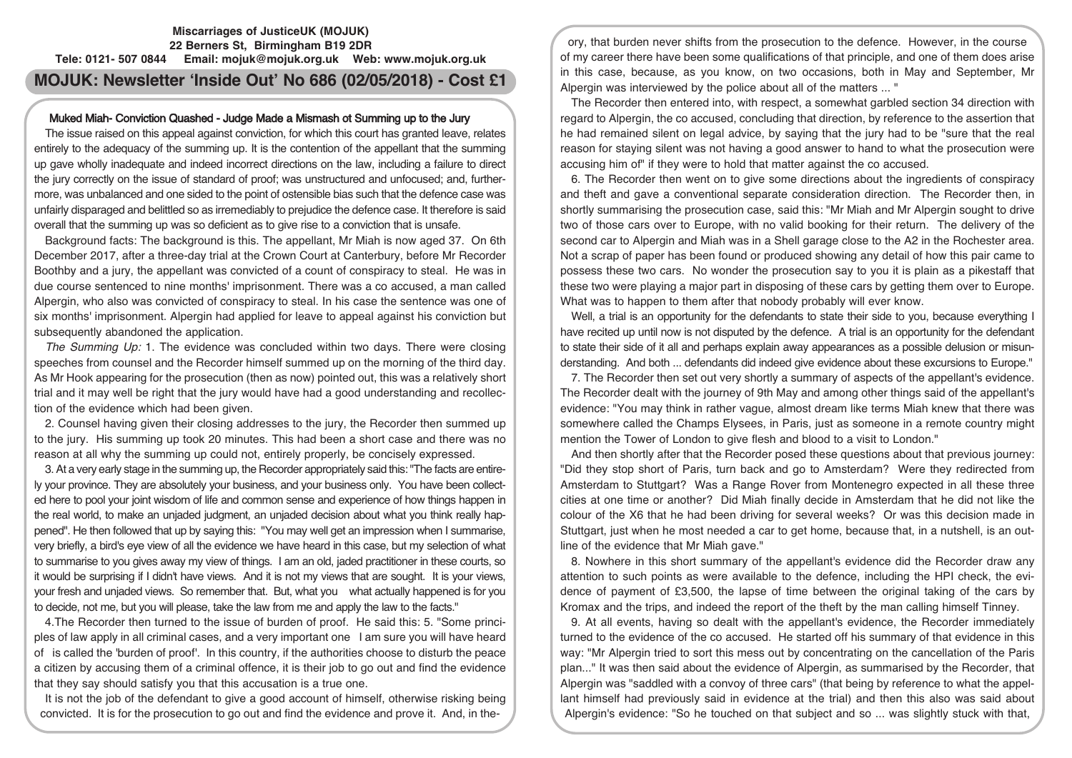**Miscarriages of JusticeUK (MOJUK)**
**22 Berners St, Birmingham B19 2DR**
**Tele: 0121- 507 0844 Email: mojuk@mojuk.org.uk Web: www.mojuk.org.uk**

# MOJUK: Newsletter 'Inside Out' No 686 (02/05/2018) - Cost £1

## Muked Miah- Conviction Quashed - Judge Made a Mismash ot Summing up to the Jury

The issue raised on this appeal against conviction, for which this court has granted leave, relates entirely to the adequacy of the summing up. It is the contention of the appellant that the summing up gave wholly inadequate and indeed incorrect directions on the law, including a failure to direct the jury correctly on the issue of standard of proof; was unstructured and unfocused; and, furthermore, was unbalanced and one sided to the point of ostensible bias such that the defence case was unfairly disparaged and belittled so as irremediably to prejudice the defence case. It therefore is said overall that the summing up was so deficient as to give rise to a conviction that is unsafe.

Background facts: The background is this. The appellant, Mr Miah is now aged 37. On 6th December 2017, after a three-day trial at the Crown Court at Canterbury, before Mr Recorder Boothby and a jury, the appellant was convicted of a count of conspiracy to steal. He was in due course sentenced to nine months' imprisonment. There was a co accused, a man called Alpergin, who also was convicted of conspiracy to steal. In his case the sentence was one of six months' imprisonment. Alpergin had applied for leave to appeal against his conviction but subsequently abandoned the application.

*The Summing Up:* 1. The evidence was concluded within two days. There were closing speeches from counsel and the Recorder himself summed up on the morning of the third day. As Mr Hook appearing for the prosecution (then as now) pointed out, this was a relatively short trial and it may well be right that the jury would have had a good understanding and recollection of the evidence which had been given.

2. Counsel having given their closing addresses to the jury, the Recorder then summed up to the jury. His summing up took 20 minutes. This had been a short case and there was no reason at all why the summing up could not, entirely properly, be concisely expressed.

3. At a very early stage in the summing up, the Recorder appropriately said this: "The facts are entirely your province. They are absolutely your business, and your business only. You have been collected here to pool your joint wisdom of life and common sense and experience of how things happen in the real world, to make an unjaded judgment, an unjaded decision about what you think really happened". He then followed that up by saying this: "You may well get an impression when I summarise, very briefly, a bird's eye view of all the evidence we have heard in this case, but my selection of what to summarise to you gives away my view of things. I am an old, jaded practitioner in these courts, so it would be surprising if I didn't have views. And it is not my views that are sought. It is your views, your fresh and unjaded views. So remember that. But, what you what actually happened is for you to decide, not me, but you will please, take the law from me and apply the law to the facts."

4. The Recorder then turned to the issue of burden of proof. He said this: 5. "Some principles of law apply in all criminal cases, and a very important one I am sure you will have heard of is called the 'burden of proof'. In this country, if the authorities choose to disturb the peace a citizen by accusing them of a criminal offence, it is their job to go out and find the evidence that they say should satisfy you that this accusation is a true one.

It is not the job of the defendant to give a good account of himself, otherwise risking being convicted. It is for the prosecution to go out and find the evidence and prove it. And, in theory, that burden never shifts from the prosecution to the defence. However, in the course of my career there have been some qualifications of that principle, and one of them does arise in this case, because, as you know, on two occasions, both in May and September, Mr Alpergin was interviewed by the police about all of the matters ... "

The Recorder then entered into, with respect, a somewhat garbled section 34 direction with regard to Alpergin, the co accused, concluding that direction, by reference to the assertion that he had remained silent on legal advice, by saying that the jury had to be "sure that the real reason for staying silent was not having a good answer to hand to what the prosecution were accusing him of" if they were to hold that matter against the co accused.

6. The Recorder then went on to give some directions about the ingredients of conspiracy and theft and gave a conventional separate consideration direction. The Recorder then, in shortly summarising the prosecution case, said this: "Mr Miah and Mr Alpergin sought to drive two of those cars over to Europe, with no valid booking for their return. The delivery of the second car to Alpergin and Miah was in a Shell garage close to the A2 in the Rochester area. Not a scrap of paper has been found or produced showing any detail of how this pair came to possess these two cars. No wonder the prosecution say to you it is plain as a pikestaff that these two were playing a major part in disposing of these cars by getting them over to Europe. What was to happen to them after that nobody probably will ever know.

Well, a trial is an opportunity for the defendants to state their side to you, because everything I have recited up until now is not disputed by the defence. A trial is an opportunity for the defendant to state their side of it all and perhaps explain away appearances as a possible delusion or misunderstanding. And both ... defendants did indeed give evidence about these excursions to Europe."

7. The Recorder then set out very shortly a summary of aspects of the appellant's evidence. The Recorder dealt with the journey of 9th May and among other things said of the appellant's evidence: "You may think in rather vague, almost dream like terms Miah knew that there was somewhere called the Champs Elysees, in Paris, just as someone in a remote country might mention the Tower of London to give flesh and blood to a visit to London."

And then shortly after that the Recorder posed these questions about that previous journey: "Did they stop short of Paris, turn back and go to Amsterdam? Were they redirected from Amsterdam to Stuttgart? Was a Range Rover from Montenegro expected in all these three cities at one time or another? Did Miah finally decide in Amsterdam that he did not like the colour of the X6 that he had been driving for several weeks? Or was this decision made in Stuttgart, just when he most needed a car to get home, because that, in a nutshell, is an outline of the evidence that Mr Miah gave."

8. Nowhere in this short summary of the appellant's evidence did the Recorder draw any attention to such points as were available to the defence, including the HPI check, the evidence of payment of £3,500, the lapse of time between the original taking of the cars by Kromax and the trips, and indeed the report of the theft by the man calling himself Tinney.

9. At all events, having so dealt with the appellant's evidence, the Recorder immediately turned to the evidence of the co accused. He started off his summary of that evidence in this way: "Mr Alpergin tried to sort this mess out by concentrating on the cancellation of the Paris plan..." It was then said about the evidence of Alpergin, as summarised by the Recorder, that Alpergin was "saddled with a convoy of three cars" (that being by reference to what the appellant himself had previously said in evidence at the trial) and then this also was said about Alpergin's evidence: "So he touched on that subject and so ... was slightly stuck with that,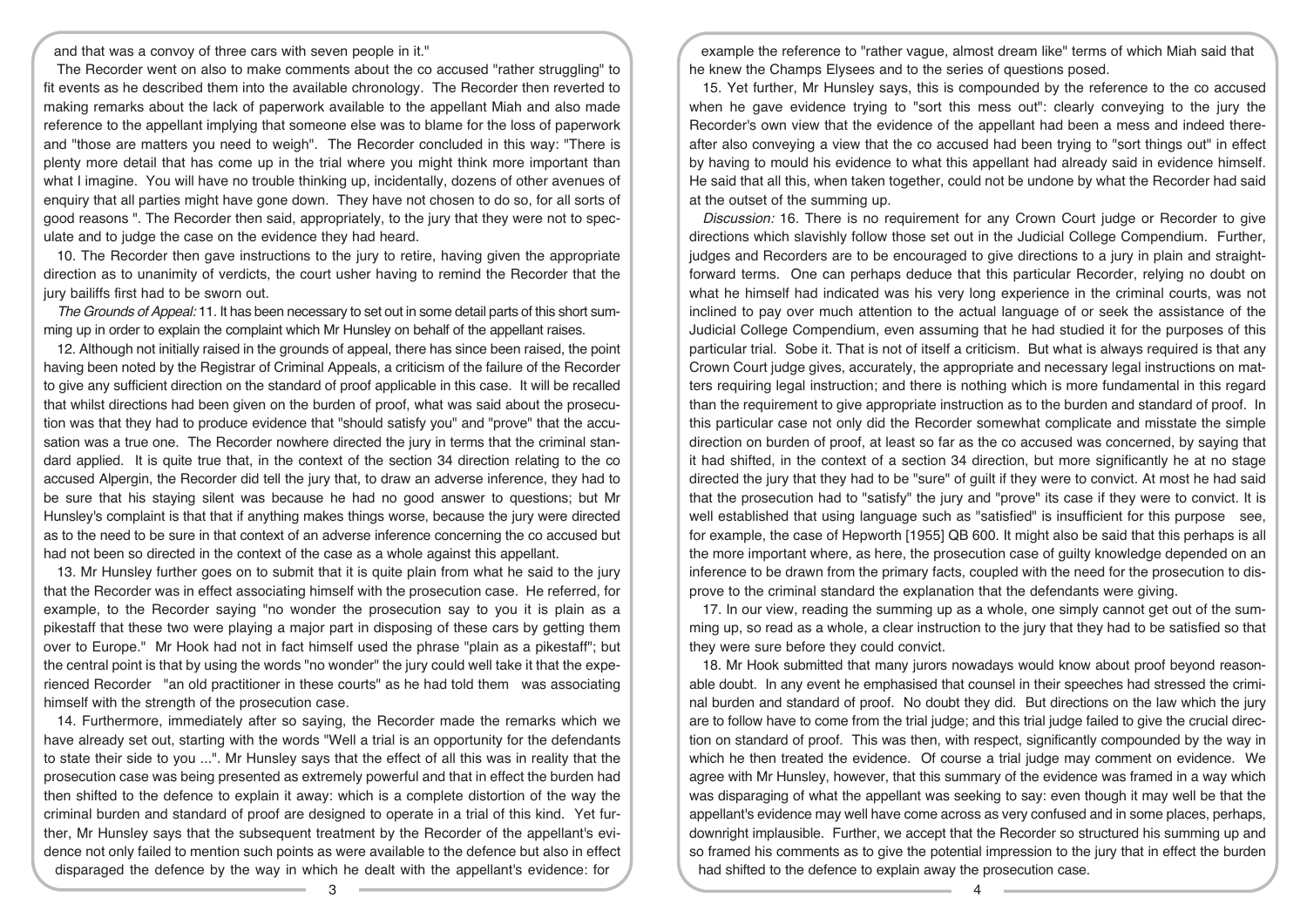and that was a convoy of three cars with seven people in it."

The Recorder went on also to make comments about the co accused "rather struggling" to fit events as he described them into the available chronology. The Recorder then reverted to making remarks about the lack of paperwork available to the appellant Miah and also made reference to the appellant implying that someone else was to blame for the loss of paperwork and "those are matters you need to weigh". The Recorder concluded in this way: "There is plenty more detail that has come up in the trial where you might think more important than what I imagine. You will have no trouble thinking up, incidentally, dozens of other avenues of enquiry that all parties might have gone down. They have not chosen to do so, for all sorts of good reasons ". The Recorder then said, appropriately, to the jury that they were not to speculate and to judge the case on the evidence they had heard.

10. The Recorder then gave instructions to the jury to retire, having given the appropriate direction as to unanimity of verdicts, the court usher having to remind the Recorder that the jury bailiffs first had to be sworn out.

*The Grounds of Appeal:* 11. It has been necessary to set out in some detail parts of this short summing up in order to explain the complaint which Mr Hunsley on behalf of the appellant raises.

12. Although not initially raised in the grounds of appeal, there has since been raised, the point having been noted by the Registrar of Criminal Appeals, a criticism of the failure of the Recorder to give any sufficient direction on the standard of proof applicable in this case. It will be recalled that whilst directions had been given on the burden of proof, what was said about the prosecution was that they had to produce evidence that "should satisfy you" and "prove" that the accusation was a true one. The Recorder nowhere directed the jury in terms that the criminal standard applied. It is quite true that, in the context of the section 34 direction relating to the co accused Alpergin, the Recorder did tell the jury that, to draw an adverse inference, they had to be sure that his staying silent was because he had no good answer to questions; but Mr Hunsley's complaint is that that if anything makes things worse, because the jury were directed as to the need to be sure in that context of an adverse inference concerning the co accused but had not been so directed in the context of the case as a whole against this appellant.

13. Mr Hunsley further goes on to submit that it is quite plain from what he said to the jury that the Recorder was in effect associating himself with the prosecution case. He referred, for example, to the Recorder saying "no wonder the prosecution say to you it is plain as a pikestaff that these two were playing a major part in disposing of these cars by getting them over to Europe." Mr Hook had not in fact himself used the phrase "plain as a pikestaff"; but the central point is that by using the words "no wonder" the jury could well take it that the experienced Recorder "an old practitioner in these courts" as he had told them was associating himself with the strength of the prosecution case.

14. Furthermore, immediately after so saying, the Recorder made the remarks which we have already set out, starting with the words "Well a trial is an opportunity for the defendants to state their side to you ...". Mr Hunsley says that the effect of all this was in reality that the prosecution case was being presented as extremely powerful and that in effect the burden had then shifted to the defence to explain it away: which is a complete distortion of the way the criminal burden and standard of proof are designed to operate in a trial of this kind. Yet further, Mr Hunsley says that the subsequent treatment by the Recorder of the appellant's evidence not only failed to mention such points as were available to the defence but also in effect disparaged the defence by the way in which he dealt with the appellant's evidence: for example the reference to "rather vague, almost dream like" terms of which Miah said that he knew the Champs Elysees and to the series of questions posed.

15. Yet further, Mr Hunsley says, this is compounded by the reference to the co accused when he gave evidence trying to "sort this mess out": clearly conveying to the jury the Recorder's own view that the evidence of the appellant had been a mess and indeed thereafter also conveying a view that the co accused had been trying to "sort things out" in effect by having to mould his evidence to what this appellant had already said in evidence himself. He said that all this, when taken together, could not be undone by what the Recorder had said at the outset of the summing up.

*Discussion:* 16. There is no requirement for any Crown Court judge or Recorder to give directions which slavishly follow those set out in the Judicial College Compendium. Further, judges and Recorders are to be encouraged to give directions to a jury in plain and straightforward terms. One can perhaps deduce that this particular Recorder, relying no doubt on what he himself had indicated was his very long experience in the criminal courts, was not inclined to pay over much attention to the actual language of or seek the assistance of the Judicial College Compendium, even assuming that he had studied it for the purposes of this particular trial. Sobe it. That is not of itself a criticism. But what is always required is that any Crown Court judge gives, accurately, the appropriate and necessary legal instructions on matters requiring legal instruction; and there is nothing which is more fundamental in this regard than the requirement to give appropriate instruction as to the burden and standard of proof. In this particular case not only did the Recorder somewhat complicate and misstate the simple direction on burden of proof, at least so far as the co accused was concerned, by saying that it had shifted, in the context of a section 34 direction, but more significantly he at no stage directed the jury that they had to be "sure" of guilt if they were to convict. At most he had said that the prosecution had to "satisfy" the jury and "prove" its case if they were to convict. It is well established that using language such as "satisfied" is insufficient for this purpose see, for example, the case of Hepworth [1955] QB 600. It might also be said that this perhaps is all the more important where, as here, the prosecution case of guilty knowledge depended on an inference to be drawn from the primary facts, coupled with the need for the prosecution to disprove to the criminal standard the explanation that the defendants were giving.

17. In our view, reading the summing up as a whole, one simply cannot get out of the summing up, so read as a whole, a clear instruction to the jury that they had to be satisfied so that they were sure before they could convict.

18. Mr Hook submitted that many jurors nowadays would know about proof beyond reasonable doubt. In any event he emphasised that counsel in their speeches had stressed the criminal burden and standard of proof. No doubt they did. But directions on the law which the jury are to follow have to come from the trial judge; and this trial judge failed to give the crucial direction on standard of proof. This was then, with respect, significantly compounded by the way in which he then treated the evidence. Of course a trial judge may comment on evidence. We agree with Mr Hunsley, however, that this summary of the evidence was framed in a way which was disparaging of what the appellant was seeking to say: even though it may well be that the appellant's evidence may well have come across as very confused and in some places, perhaps, downright implausible. Further, we accept that the Recorder so structured his summing up and so framed his comments as to give the potential impression to the jury that in effect the burden had shifted to the defence to explain away the prosecution case.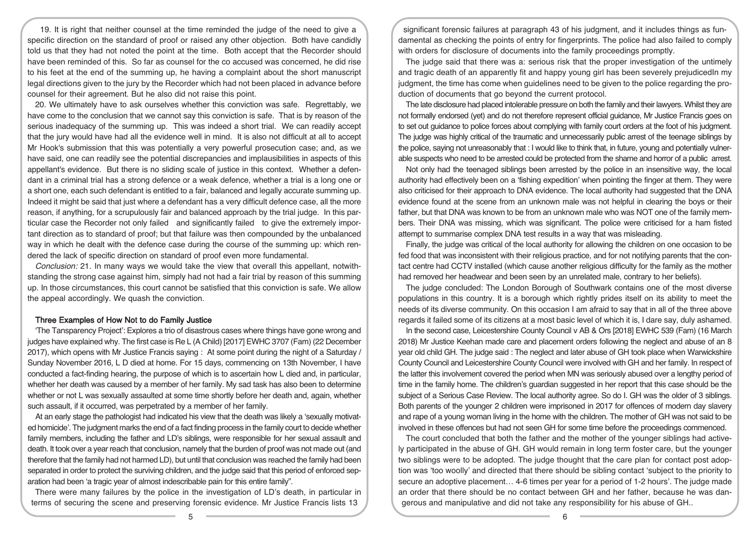19. It is right that neither counsel at the time reminded the judge of the need to give a specific direction on the standard of proof or raised any other objection. Both have candidly told us that they had not noted the point at the time. Both accept that the Recorder should have been reminded of this. So far as counsel for the co accused was concerned, he did rise to his feet at the end of the summing up, he having a complaint about the short manuscript legal directions given to the jury by the Recorder which had not been placed in advance before counsel for their agreement. But he also did not raise this point.

20. We ultimately have to ask ourselves whether this conviction was safe. Regrettably, we have come to the conclusion that we cannot say this conviction is safe. That is by reason of the serious inadequacy of the summing up. This was indeed a short trial. We can readily accept that the jury would have had all the evidence well in mind. It is also not difficult at all to accept Mr Hook's submission that this was potentially a very powerful prosecution case; and, as we have said, one can readily see the potential discrepancies and implausibilities in aspects of this appellant's evidence. But there is no sliding scale of justice in this context. Whether a defendant in a criminal trial has a strong defence or a weak defence, whether a trial is a long one or a short one, each such defendant is entitled to a fair, balanced and legally accurate summing up. Indeed it might be said that just where a defendant has a very difficult defence case, all the more reason, if anything, for a scrupulously fair and balanced approach by the trial judge. In this particular case the Recorder not only failed and significantly failed to give the extremely important direction as to standard of proof; but that failure was then compounded by the unbalanced way in which he dealt with the defence case during the course of the summing up: which rendered the lack of specific direction on standard of proof even more fundamental.

*Conclusion:* 21. In many ways we would take the view that overall this appellant, notwithstanding the strong case against him, simply had not had a fair trial by reason of this summing up. In those circumstances, this court cannot be satisfied that this conviction is safe. We allow the appeal accordingly. We quash the conviction.

## Three Examples of How Not to do Family Justice

'The Tansparency Project': Explores a trio of disastrous cases where things have gone wrong and judges have explained why. The first case is Re L (A Child) [2017] EWHC 3707 (Fam) (22 December 2017), which opens with Mr Justice Francis saying : At some point during the night of a Saturday / Sunday November 2016, L D died at home. For 15 days, commencing on 13th November, I have conducted a fact-finding hearing, the purpose of which is to ascertain how L died and, in particular, whether her death was caused by a member of her family. My sad task has also been to determine whether or not L was sexually assaulted at some time shortly before her death and, again, whether such assault, if it occurred, was perpetrated by a member of her family.

At an early stage the pathologist had indicated his view that the death was likely a 'sexually motivated homicide'. The judgment marks the end of a fact finding process in the family court to decide whether family members, including the father and LD's siblings, were responsible for her sexual assault and death. It took over a year reach that conclusion, namely that the burden of proof was not made out (and therefore that the family had not harmed LD), but until that conclusion was reached the family had been separated in order to protect the surviving children, and the judge said that this period of enforced separation had been 'a tragic year of almost indescribable pain for this entire family".

There were many failures by the police in the investigation of LD's death, in particular in terms of securing the scene and preserving forensic evidence. Mr Justice Francis lists 13 significant forensic failures at paragraph 43 of his judgment, and it includes things as fundamental as checking the points of entry for fingerprints. The police had also failed to comply with orders for disclosure of documents into the family proceedings promptly.

The judge said that there was a: serious risk that the proper investigation of the untimely and tragic death of an apparently fit and happy young girl has been severely prejudicedIn my judgment, the time has come when guidelines need to be given to the police regarding the production of documents that go beyond the current protocol.

The late disclosure had placed intolerable pressure on both the family and their lawyers. Whilst they are not formally endorsed (yet) and do not therefore represent official guidance, Mr Justice Francis goes on to set out guidance to police forces about complying with family court orders at the foot of his judgment. The judge was highly critical of the traumatic and unnecessarily public arrest of the teenage siblings by the police, saying not unreasonably that : I would like to think that, in future, young and potentially vulnerable suspects who need to be arrested could be protected from the shame and horror of a public arrest.

Not only had the teenaged siblings been arrested by the police in an insensitive way, the local authority had effectively been on a 'fishing expedition' when pointing the finger at them. They were also criticised for their approach to DNA evidence. The local authority had suggested that the DNA evidence found at the scene from an unknown male was not helpful in clearing the boys or their father, but that DNA was known to be from an unknown male who was NOT one of the family members. Their DNA was missing, which was significant. The police were criticised for a ham fisted attempt to summarise complex DNA test results in a way that was misleading.

Finally, the judge was critical of the local authority for allowing the children on one occasion to be fed food that was inconsistent with their religious practice, and for not notifying parents that the contact centre had CCTV installed (which cause another religious difficulty for the family as the mother had removed her headwear and been seen by an unrelated male, contrary to her beliefs).

The judge concluded: The London Borough of Southwark contains one of the most diverse populations in this country. It is a borough which rightly prides itself on its ability to meet the needs of its diverse community. On this occasion I am afraid to say that in all of the three above regards it failed some of its citizens at a most basic level of which it is, I dare say, duly ashamed.

In the second case, Leicestershire County Council v AB & Ors [2018] EWHC 539 (Fam) (16 March 2018) Mr Justice Keehan made care and placement orders following the neglect and abuse of an 8 year old child GH. The judge said : The neglect and later abuse of GH took place when Warwickshire County Council and Leicestershire County Council were involved with GH and her family. In respect of the latter this involvement covered the period when MN was seriously abused over a lengthy period of time in the family home. The children's guardian suggested in her report that this case should be the subject of a Serious Case Review. The local authority agree. So do I. GH was the older of 3 siblings. Both parents of the younger 2 children were imprisoned in 2017 for offences of modern day slavery and rape of a young woman living in the home with the children. The mother of GH was not said to be involved in these offences but had not seen GH for some time before the proceedings commenced.

The court concluded that both the father and the mother of the younger siblings had actively participated in the abuse of GH. GH would remain in long term foster care, but the younger two siblings were to be adopted. The judge thought that the care plan for contact post adoption was 'too woolly' and directed that there should be sibling contact 'subject to the priority to secure an adoptive placement… 4-6 times per year for a period of 1-2 hours'. The judge made an order that there should be no contact between GH and her father, because he was dangerous and manipulative and did not take any responsibility for his abuse of GH..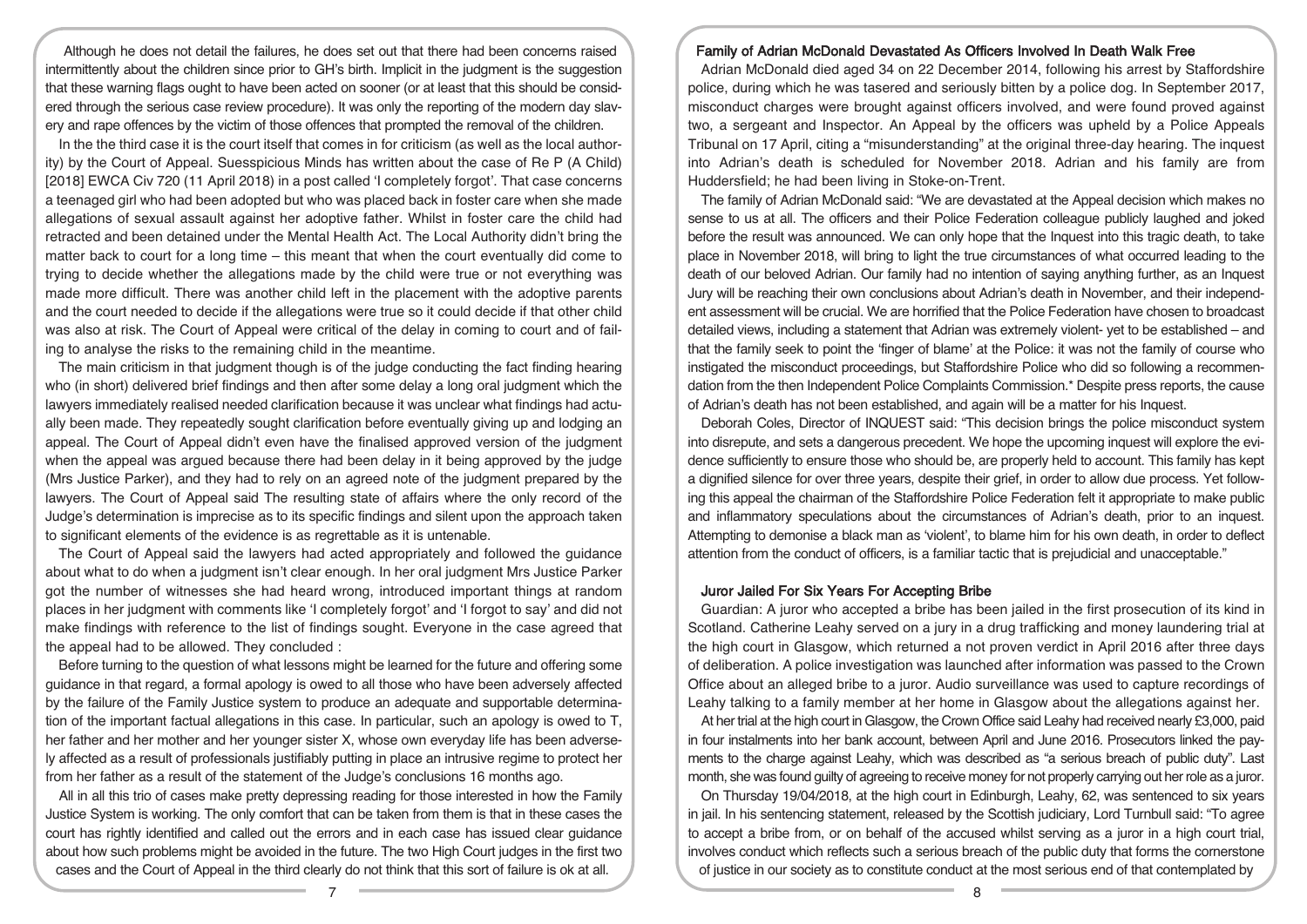Although he does not detail the failures, he does set out that there had been concerns raised intermittently about the children since prior to GH's birth. Implicit in the judgment is the suggestion that these warning flags ought to have been acted on sooner (or at least that this should be considered through the serious case review procedure). It was only the reporting of the modern day slavery and rape offences by the victim of those offences that prompted the removal of the children.

In the the third case it is the court itself that comes in for criticism (as well as the local authority) by the Court of Appeal. Suesspicious Minds has written about the case of Re P (A Child) [2018] EWCA Civ 720 (11 April 2018) in a post called 'I completely forgot'. That case concerns a teenaged girl who had been adopted but who was placed back in foster care when she made allegations of sexual assault against her adoptive father. Whilst in foster care the child had retracted and been detained under the Mental Health Act. The Local Authority didn't bring the matter back to court for a long time – this meant that when the court eventually did come to trying to decide whether the allegations made by the child were true or not everything was made more difficult. There was another child left in the placement with the adoptive parents and the court needed to decide if the allegations were true so it could decide if that other child was also at risk. The Court of Appeal were critical of the delay in coming to court and of failing to analyse the risks to the remaining child in the meantime.

The main criticism in that judgment though is of the judge conducting the fact finding hearing who (in short) delivered brief findings and then after some delay a long oral judgment which the lawyers immediately realised needed clarification because it was unclear what findings had actually been made. They repeatedly sought clarification before eventually giving up and lodging an appeal. The Court of Appeal didn't even have the finalised approved version of the judgment when the appeal was argued because there had been delay in it being approved by the judge (Mrs Justice Parker), and they had to rely on an agreed note of the judgment prepared by the lawyers. The Court of Appeal said The resulting state of affairs where the only record of the Judge's determination is imprecise as to its specific findings and silent upon the approach taken to significant elements of the evidence is as regrettable as it is untenable.

The Court of Appeal said the lawyers had acted appropriately and followed the guidance about what to do when a judgment isn't clear enough. In her oral judgment Mrs Justice Parker got the number of witnesses she had heard wrong, introduced important things at random places in her judgment with comments like 'I completely forgot' and 'I forgot to say' and did not make findings with reference to the list of findings sought. Everyone in the case agreed that the appeal had to be allowed. They concluded :

Before turning to the question of what lessons might be learned for the future and offering some guidance in that regard, a formal apology is owed to all those who have been adversely affected by the failure of the Family Justice system to produce an adequate and supportable determination of the important factual allegations in this case. In particular, such an apology is owed to T, her father and her mother and her younger sister X, whose own everyday life has been adversely affected as a result of professionals justifiably putting in place an intrusive regime to protect her from her father as a result of the statement of the Judge's conclusions 16 months ago.

All in all this trio of cases make pretty depressing reading for those interested in how the Family Justice System is working. The only comfort that can be taken from them is that in these cases the court has rightly identified and called out the errors and in each case has issued clear guidance about how such problems might be avoided in the future. The two High Court judges in the first two cases and the Court of Appeal in the third clearly do not think that this sort of failure is ok at all.

### Family of Adrian McDonald Devastated As Officers Involved In Death Walk Free

Adrian McDonald died aged 34 on 22 December 2014, following his arrest by Staffordshire police, during which he was tasered and seriously bitten by a police dog. In September 2017, misconduct charges were brought against officers involved, and were found proved against two, a sergeant and Inspector. An Appeal by the officers was upheld by a Police Appeals Tribunal on 17 April, citing a "misunderstanding" at the original three-day hearing. The inquest into Adrian's death is scheduled for November 2018. Adrian and his family are from Huddersfield; he had been living in Stoke-on-Trent.

The family of Adrian McDonald said: "We are devastated at the Appeal decision which makes no sense to us at all. The officers and their Police Federation colleague publicly laughed and joked before the result was announced. We can only hope that the Inquest into this tragic death, to take place in November 2018, will bring to light the true circumstances of what occurred leading to the death of our beloved Adrian. Our family had no intention of saying anything further, as an Inquest Jury will be reaching their own conclusions about Adrian's death in November, and their independent assessment will be crucial. We are horrified that the Police Federation have chosen to broadcast detailed views, including a statement that Adrian was extremely violent- yet to be established – and that the family seek to point the 'finger of blame' at the Police: it was not the family of course who instigated the misconduct proceedings, but Staffordshire Police who did so following a recommendation from the then Independent Police Complaints Commission.* Despite press reports, the cause of Adrian's death has not been established, and again will be a matter for his Inquest.

Deborah Coles, Director of INQUEST said: "This decision brings the police misconduct system into disrepute, and sets a dangerous precedent. We hope the upcoming inquest will explore the evidence sufficiently to ensure those who should be, are properly held to account. This family has kept a dignified silence for over three years, despite their grief, in order to allow due process. Yet following this appeal the chairman of the Staffordshire Police Federation felt it appropriate to make public and inflammatory speculations about the circumstances of Adrian's death, prior to an inquest. Attempting to demonise a black man as 'violent', to blame him for his own death, in order to deflect attention from the conduct of officers, is a familiar tactic that is prejudicial and unacceptable."

### Juror Jailed For Six Years For Accepting Bribe

Guardian: A juror who accepted a bribe has been jailed in the first prosecution of its kind in Scotland. Catherine Leahy served on a jury in a drug trafficking and money laundering trial at the high court in Glasgow, which returned a not proven verdict in April 2016 after three days of deliberation. A police investigation was launched after information was passed to the Crown Office about an alleged bribe to a juror. Audio surveillance was used to capture recordings of Leahy talking to a family member at her home in Glasgow about the allegations against her.

At her trial at the high court in Glasgow, the Crown Office said Leahy had received nearly £3,000, paid in four instalments into her bank account, between April and June 2016. Prosecutors linked the payments to the charge against Leahy, which was described as "a serious breach of public duty". Last month, she was found guilty of agreeing to receive money for not properly carrying out her role as a juror.

On Thursday 19/04/2018, at the high court in Edinburgh, Leahy, 62, was sentenced to six years in jail. In his sentencing statement, released by the Scottish judiciary, Lord Turnbull said: "To agree to accept a bribe from, or on behalf of the accused whilst serving as a juror in a high court trial, involves conduct which reflects such a serious breach of the public duty that forms the cornerstone of justice in our society as to constitute conduct at the most serious end of that contemplated by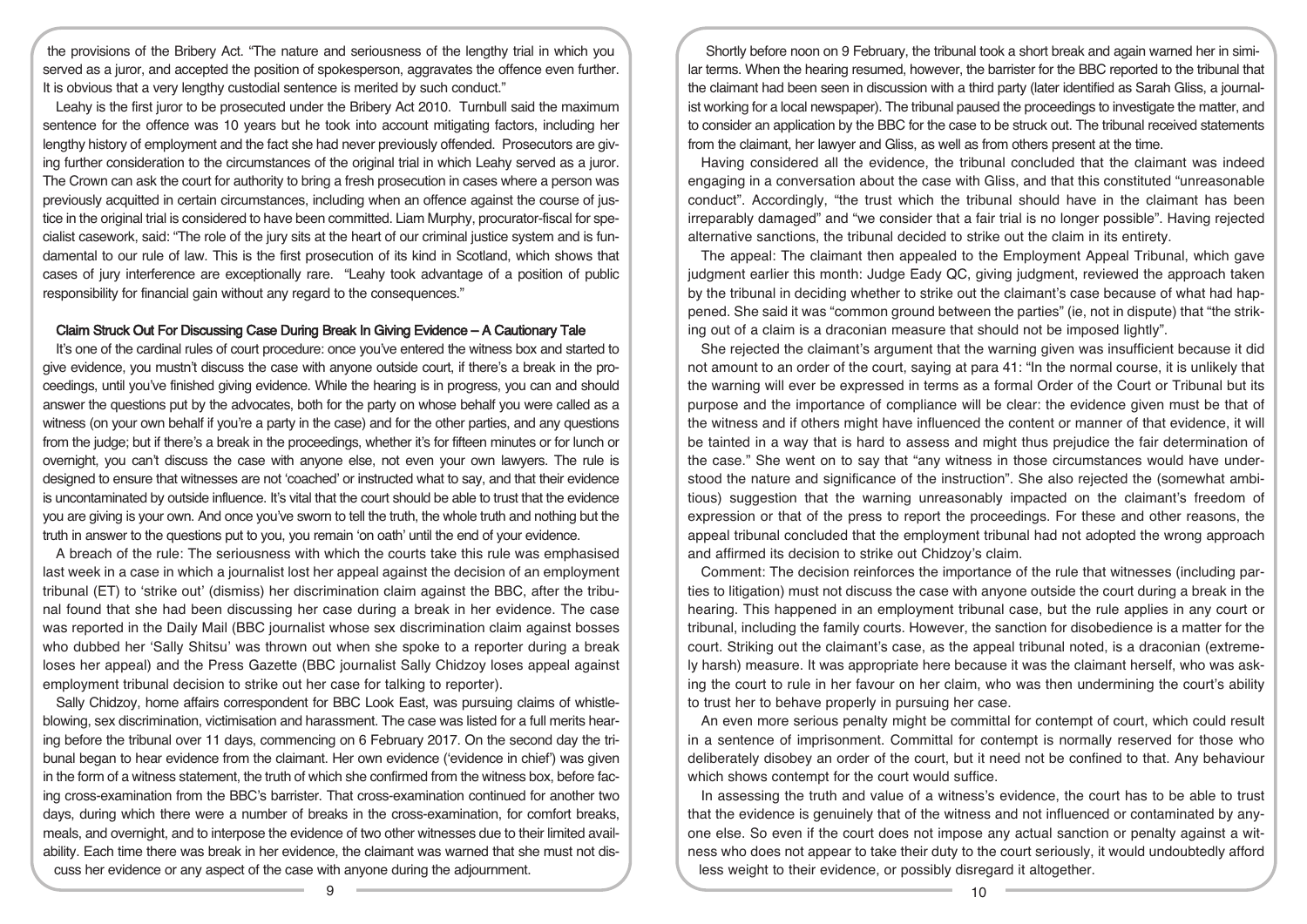the provisions of the Bribery Act. "The nature and seriousness of the lengthy trial in which you served as a juror, and accepted the position of spokesperson, aggravates the offence even further. It is obvious that a very lengthy custodial sentence is merited by such conduct."

Leahy is the first juror to be prosecuted under the Bribery Act 2010. Turnbull said the maximum sentence for the offence was 10 years but he took into account mitigating factors, including her lengthy history of employment and the fact she had never previously offended. Prosecutors are giving further consideration to the circumstances of the original trial in which Leahy served as a juror. The Crown can ask the court for authority to bring a fresh prosecution in cases where a person was previously acquitted in certain circumstances, including when an offence against the course of justice in the original trial is considered to have been committed. Liam Murphy, procurator-fiscal for specialist casework, said: "The role of the jury sits at the heart of our criminal justice system and is fundamental to our rule of law. This is the first prosecution of its kind in Scotland, which shows that cases of jury interference are exceptionally rare. "Leahy took advantage of a position of public responsibility for financial gain without any regard to the consequences."

## Claim Struck Out For Discussing Case During Break In Giving Evidence – A Cautionary Tale

It's one of the cardinal rules of court procedure: once you've entered the witness box and started to give evidence, you mustn't discuss the case with anyone outside court, if there's a break in the proceedings, until you've finished giving evidence. While the hearing is in progress, you can and should answer the questions put by the advocates, both for the party on whose behalf you were called as a witness (on your own behalf if you're a party in the case) and for the other parties, and any questions from the judge; but if there's a break in the proceedings, whether it's for fifteen minutes or for lunch or overnight, you can't discuss the case with anyone else, not even your own lawyers. The rule is designed to ensure that witnesses are not 'coached' or instructed what to say, and that their evidence is uncontaminated by outside influence. It's vital that the court should be able to trust that the evidence you are giving is your own. And once you've sworn to tell the truth, the whole truth and nothing but the truth in answer to the questions put to you, you remain 'on oath' until the end of your evidence.

A breach of the rule: The seriousness with which the courts take this rule was emphasised last week in a case in which a journalist lost her appeal against the decision of an employment tribunal (ET) to 'strike out' (dismiss) her discrimination claim against the BBC, after the tribunal found that she had been discussing her case during a break in her evidence. The case was reported in the Daily Mail (BBC journalist whose sex discrimination claim against bosses who dubbed her 'Sally Shitsu' was thrown out when she spoke to a reporter during a break loses her appeal) and the Press Gazette (BBC journalist Sally Chidzoy loses appeal against employment tribunal decision to strike out her case for talking to reporter).

Sally Chidzoy, home affairs correspondent for BBC Look East, was pursuing claims of whistleblowing, sex discrimination, victimisation and harassment. The case was listed for a full merits hearing before the tribunal over 11 days, commencing on 6 February 2017. On the second day the tribunal began to hear evidence from the claimant. Her own evidence ('evidence in chief') was given in the form of a witness statement, the truth of which she confirmed from the witness box, before facing cross-examination from the BBC's barrister. That cross-examination continued for another two days, during which there were a number of breaks in the cross-examination, for comfort breaks, meals, and overnight, and to interpose the evidence of two other witnesses due to their limited availability. Each time there was break in her evidence, the claimant was warned that she must not discuss her evidence or any aspect of the case with anyone during the adjournment.

Shortly before noon on 9 February, the tribunal took a short break and again warned her in similar terms. When the hearing resumed, however, the barrister for the BBC reported to the tribunal that the claimant had been seen in discussion with a third party (later identified as Sarah Gliss, a journalist working for a local newspaper). The tribunal paused the proceedings to investigate the matter, and to consider an application by the BBC for the case to be struck out. The tribunal received statements from the claimant, her lawyer and Gliss, as well as from others present at the time.

Having considered all the evidence, the tribunal concluded that the claimant was indeed engaging in a conversation about the case with Gliss, and that this constituted "unreasonable conduct". Accordingly, "the trust which the tribunal should have in the claimant has been irreparably damaged" and "we consider that a fair trial is no longer possible". Having rejected alternative sanctions, the tribunal decided to strike out the claim in its entirety.

The appeal: The claimant then appealed to the Employment Appeal Tribunal, which gave judgment earlier this month: Judge Eady QC, giving judgment, reviewed the approach taken by the tribunal in deciding whether to strike out the claimant's case because of what had happened. She said it was "common ground between the parties" (ie, not in dispute) that "the striking out of a claim is a draconian measure that should not be imposed lightly".

She rejected the claimant's argument that the warning given was insufficient because it did not amount to an order of the court, saying at para 41: "In the normal course, it is unlikely that the warning will ever be expressed in terms as a formal Order of the Court or Tribunal but its purpose and the importance of compliance will be clear: the evidence given must be that of the witness and if others might have influenced the content or manner of that evidence, it will be tainted in a way that is hard to assess and might thus prejudice the fair determination of the case." She went on to say that "any witness in those circumstances would have understood the nature and significance of the instruction". She also rejected the (somewhat ambitious) suggestion that the warning unreasonably impacted on the claimant's freedom of expression or that of the press to report the proceedings. For these and other reasons, the appeal tribunal concluded that the employment tribunal had not adopted the wrong approach and affirmed its decision to strike out Chidzoy's claim.

Comment: The decision reinforces the importance of the rule that witnesses (including parties to litigation) must not discuss the case with anyone outside the court during a break in the hearing. This happened in an employment tribunal case, but the rule applies in any court or tribunal, including the family courts. However, the sanction for disobedience is a matter for the court. Striking out the claimant's case, as the appeal tribunal noted, is a draconian (extremely harsh) measure. It was appropriate here because it was the claimant herself, who was asking the court to rule in her favour on her claim, who was then undermining the court's ability to trust her to behave properly in pursuing her case.

An even more serious penalty might be committal for contempt of court, which could result in a sentence of imprisonment. Committal for contempt is normally reserved for those who deliberately disobey an order of the court, but it need not be confined to that. Any behaviour which shows contempt for the court would suffice.

In assessing the truth and value of a witness's evidence, the court has to be able to trust that the evidence is genuinely that of the witness and not influenced or contaminated by anyone else. So even if the court does not impose any actual sanction or penalty against a witness who does not appear to take their duty to the court seriously, it would undoubtedly afford less weight to their evidence, or possibly disregard it altogether.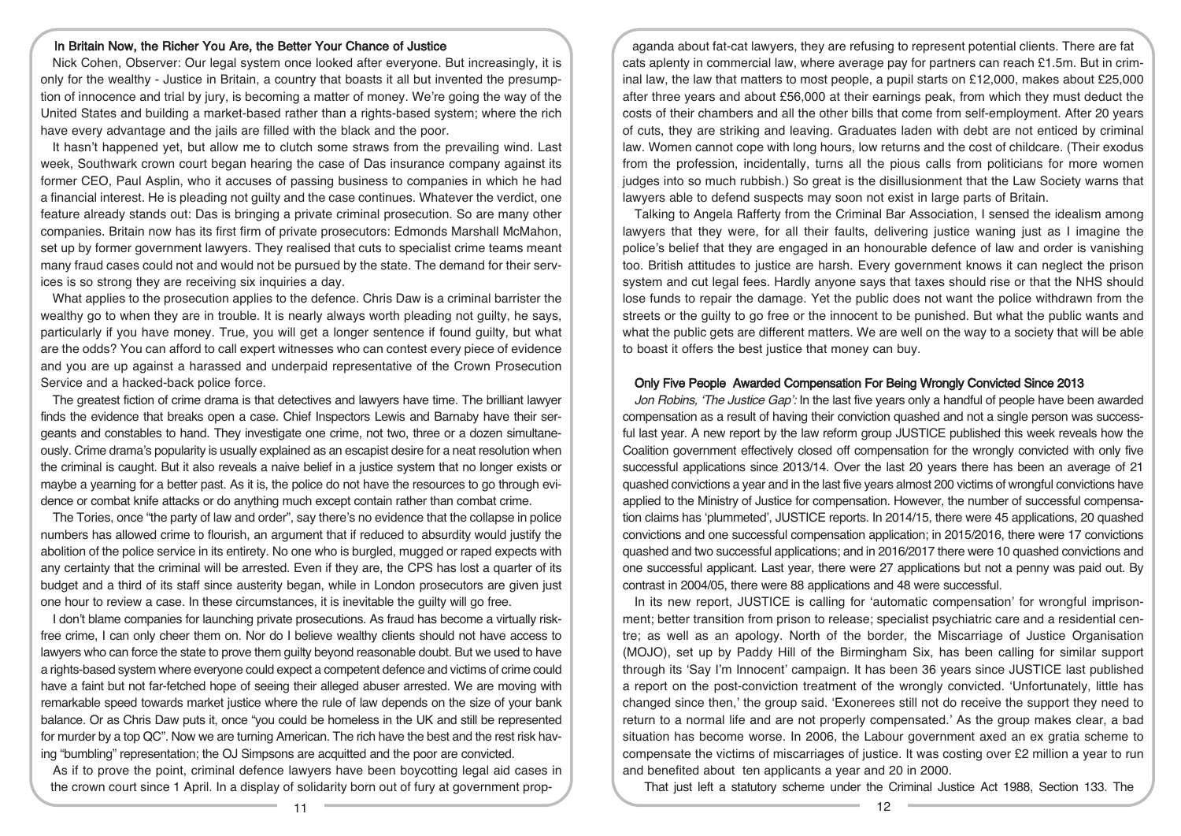### In Britain Now, the Richer You Are, the Better Your Chance of Justice

Nick Cohen, Observer: Our legal system once looked after everyone. But increasingly, it is only for the wealthy - Justice in Britain, a country that boasts it all but invented the presumption of innocence and trial by jury, is becoming a matter of money. We're going the way of the United States and building a market-based rather than a rights-based system; where the rich have every advantage and the jails are filled with the black and the poor.

It hasn't happened yet, but allow me to clutch some straws from the prevailing wind. Last week, Southwark crown court began hearing the case of Das insurance company against its former CEO, Paul Asplin, who it accuses of passing business to companies in which he had a financial interest. He is pleading not guilty and the case continues. Whatever the verdict, one feature already stands out: Das is bringing a private criminal prosecution. So are many other companies. Britain now has its first firm of private prosecutors: Edmonds Marshall McMahon, set up by former government lawyers. They realised that cuts to specialist crime teams meant many fraud cases could not and would not be pursued by the state. The demand for their services is so strong they are receiving six inquiries a day.

What applies to the prosecution applies to the defence. Chris Daw is a criminal barrister the wealthy go to when they are in trouble. It is nearly always worth pleading not guilty, he says, particularly if you have money. True, you will get a longer sentence if found guilty, but what are the odds? You can afford to call expert witnesses who can contest every piece of evidence and you are up against a harassed and underpaid representative of the Crown Prosecution Service and a hacked-back police force.

The greatest fiction of crime drama is that detectives and lawyers have time. The brilliant lawyer finds the evidence that breaks open a case. Chief Inspectors Lewis and Barnaby have their sergeants and constables to hand. They investigate one crime, not two, three or a dozen simultaneously. Crime drama's popularity is usually explained as an escapist desire for a neat resolution when the criminal is caught. But it also reveals a naive belief in a justice system that no longer exists or maybe a yearning for a better past. As it is, the police do not have the resources to go through evidence or combat knife attacks or do anything much except contain rather than combat crime.

The Tories, once "the party of law and order", say there's no evidence that the collapse in police numbers has allowed crime to flourish, an argument that if reduced to absurdity would justify the abolition of the police service in its entirety. No one who is burgled, mugged or raped expects with any certainty that the criminal will be arrested. Even if they are, the CPS has lost a quarter of its budget and a third of its staff since austerity began, while in London prosecutors are given just one hour to review a case. In these circumstances, it is inevitable the guilty will go free.

I don't blame companies for launching private prosecutions. As fraud has become a virtually risk-free crime, I can only cheer them on. Nor do I believe wealthy clients should not have access to lawyers who can force the state to prove them guilty beyond reasonable doubt. But we used to have a rights-based system where everyone could expect a competent defence and victims of crime could have a faint but not far-fetched hope of seeing their alleged abuser arrested. We are moving with remarkable speed towards market justice where the rule of law depends on the size of your bank balance. Or as Chris Daw puts it, once "you could be homeless in the UK and still be represented for murder by a top QC". Now we are turning American. The rich have the best and the rest risk having "bumbling" representation; the OJ Simpsons are acquitted and the poor are convicted.

As if to prove the point, criminal defence lawyers have been boycotting legal aid cases in the crown court since 1 April. In a display of solidarity born out of fury at government propaganda about fat-cat lawyers, they are refusing to represent potential clients. There are fat cats aplenty in commercial law, where average pay for partners can reach £1.5m. But in criminal law, the law that matters to most people, a pupil starts on £12,000, makes about £25,000 after three years and about £56,000 at their earnings peak, from which they must deduct the costs of their chambers and all the other bills that come from self-employment. After 20 years of cuts, they are striking and leaving. Graduates laden with debt are not enticed by criminal law. Women cannot cope with long hours, low returns and the cost of childcare. (Their exodus from the profession, incidentally, turns all the pious calls from politicians for more women judges into so much rubbish.) So great is the disillusionment that the Law Society warns that lawyers able to defend suspects may soon not exist in large parts of Britain.

Talking to Angela Rafferty from the Criminal Bar Association, I sensed the idealism among lawyers that they were, for all their faults, delivering justice waning just as I imagine the police's belief that they are engaged in an honourable defence of law and order is vanishing too. British attitudes to justice are harsh. Every government knows it can neglect the prison system and cut legal fees. Hardly anyone says that taxes should rise or that the NHS should lose funds to repair the damage. Yet the public does not want the police withdrawn from the streets or the guilty to go free or the innocent to be punished. But what the public wants and what the public gets are different matters. We are well on the way to a society that will be able to boast it offers the best justice that money can buy.

### Only Five People Awarded Compensation For Being Wrongly Convicted Since 2013

*Jon Robins, 'The Justice Gap':* In the last five years only a handful of people have been awarded compensation as a result of having their conviction quashed and not a single person was successful last year. A new report by the law reform group JUSTICE published this week reveals how the Coalition government effectively closed off compensation for the wrongly convicted with only five successful applications since 2013/14. Over the last 20 years there has been an average of 21 quashed convictions a year and in the last five years almost 200 victims of wrongful convictions have applied to the Ministry of Justice for compensation. However, the number of successful compensation claims has 'plummeted', JUSTICE reports. In 2014/15, there were 45 applications, 20 quashed convictions and one successful compensation application; in 2015/2016, there were 17 convictions quashed and two successful applications; and in 2016/2017 there were 10 quashed convictions and one successful applicant. Last year, there were 27 applications but not a penny was paid out. By contrast in 2004/05, there were 88 applications and 48 were successful.

In its new report, JUSTICE is calling for 'automatic compensation' for wrongful imprisonment; better transition from prison to release; specialist psychiatric care and a residential centre; as well as an apology. North of the border, the Miscarriage of Justice Organisation (MOJO), set up by Paddy Hill of the Birmingham Six, has been calling for similar support through its 'Say I'm Innocent' campaign. It has been 36 years since JUSTICE last published a report on the post-conviction treatment of the wrongly convicted. 'Unfortunately, little has changed since then,' the group said. 'Exonerees still not do receive the support they need to return to a normal life and are not properly compensated.' As the group makes clear, a bad situation has become worse. In 2006, the Labour government axed an ex gratia scheme to compensate the victims of miscarriages of justice. It was costing over £2 million a year to run and benefited about ten applicants a year and 20 in 2000.

That just left a statutory scheme under the Criminal Justice Act 1988, Section 133. The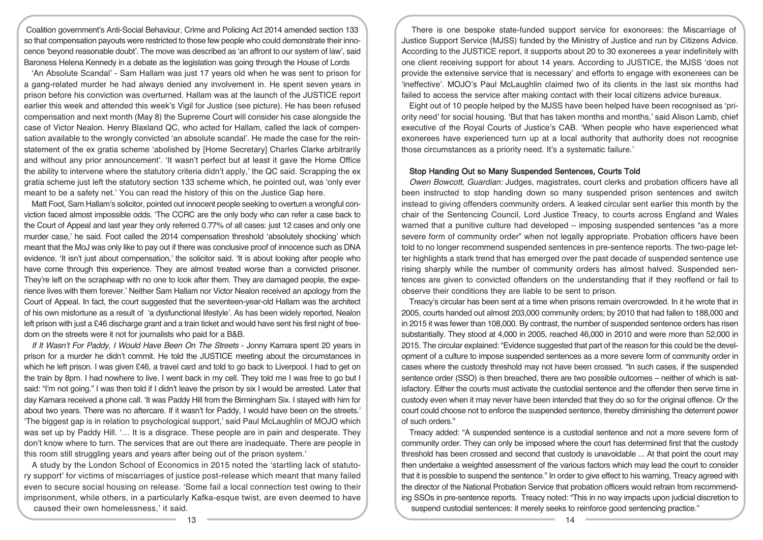Coalition government's Anti-Social Behaviour, Crime and Policing Act 2014 amended section 133 so that compensation payouts were restricted to those few people who could demonstrate their innocence 'beyond reasonable doubt'. The move was described as 'an affront to our system of law', said Baroness Helena Kennedy in a debate as the legislation was going through the House of Lords

'An Absolute Scandal' - Sam Hallam was just 17 years old when he was sent to prison for a gang-related murder he had always denied any involvement in. He spent seven years in prison before his conviction was overturned. Hallam was at the launch of the JUSTICE report earlier this week and attended this week's Vigil for Justice (see picture). He has been refused compensation and next month (May 8) the Supreme Court will consider his case alongside the case of Victor Nealon. Henry Blaxland QC, who acted for Hallam, called the lack of compensation available to the wrongly convicted 'an absolute scandal'. He made the case for the reinstatement of the ex gratia scheme 'abolished by [Home Secretary] Charles Clarke arbitrarily and without any prior announcement'. 'It wasn't perfect but at least it gave the Home Office the ability to intervene where the statutory criteria didn't apply,' the QC said. Scrapping the ex gratia scheme just left the statutory section 133 scheme which, he pointed out, was 'only ever meant to be a safety net.' You can read the history of this on the Justice Gap here.

Matt Foot, Sam Hallam's solicitor, pointed out innocent people seeking to overturn a wrongful conviction faced almost impossible odds. 'The CCRC are the only body who can refer a case back to the Court of Appeal and last year they only referred 0.77% of all cases: just 12 cases and only one murder case,' he said. Foot called the 2014 compensation threshold 'absolutely shocking' which meant that the MoJ was only like to pay out if there was conclusive proof of innocence such as DNA evidence. 'It isn't just about compensation,' the solicitor said. 'It is about looking after people who have come through this experience. They are almost treated worse than a convicted prisoner. They're left on the scrapheap with no one to look after them. They are damaged people, the experience lives with them forever.' Neither Sam Hallam nor Victor Nealon received an apology from the Court of Appeal. In fact, the court suggested that the seventeen-year-old Hallam was the architect of his own misfortune as a result of 'a dysfunctional lifestyle'. As has been widely reported, Nealon left prison with just a £46 discharge grant and a train ticket and would have sent his first night of freedom on the streets were it not for journalists who paid for a B&B.

*If It Wasn't For Paddy, I Would Have Been On The Streets* - Jonny Kamara spent 20 years in prison for a murder he didn't commit. He told the JUSTICE meeting about the circumstances in which he left prison. I was given £46, a travel card and told to go back to Liverpool. I had to get on the train by 8pm. I had nowhere to live. I went back in my cell. They told me I was free to go but I said: "I'm not going." I was then told if I didn't leave the prison by six I would be arrested. Later that day Kamara received a phone call. 'It was Paddy Hill from the Birmingham Six. I stayed with him for about two years. There was no aftercare. If it wasn't for Paddy, I would have been on the streets.' 'The biggest gap is in relation to psychological support,' said Paul McLaughlin of MOJO which was set up by Paddy Hill. '… It is a disgrace. These people are in pain and desperate. They don't know where to turn. The services that are out there are inadequate. There are people in this room still struggling years and years after being out of the prison system.'

A study by the London School of Economics in 2015 noted the 'startling lack of statutory support' for victims of miscarriages of justice post-release which meant that many failed even to secure social housing on release. 'Some fail a local connection test owing to their imprisonment, while others, in a particularly Kafka-esque twist, are even deemed to have caused their own homelessness,' it said.

There is one bespoke state-funded support service for exonorees: the Miscarriage of Justice Support Service (MJSS) funded by the Ministry of Justice and run by Citizens Advice. According to the JUSTICE report, it supports about 20 to 30 exonerees a year indefinitely with one client receiving support for about 14 years. According to JUSTICE, the MJSS 'does not provide the extensive service that is necessary' and efforts to engage with exonerees can be 'ineffective'. MOJO's Paul McLaughlin claimed two of its clients in the last six months had failed to access the service after making contact with their local citizens advice bureaux.

Eight out of 10 people helped by the MJSS have been helped have been recognised as 'priority need' for social housing. 'But that has taken months and months,' said Alison Lamb, chief executive of the Royal Courts of Justice's CAB. 'When people who have experienced what exonerees have experienced turn up at a local authority that authority does not recognise those circumstances as a priority need. It's a systematic failure.'

## Stop Handing Out so Many Suspended Sentences, Courts Told

*Owen Bowcott, Guardian:* Judges, magistrates, court clerks and probation officers have all been instructed to stop handing down so many suspended prison sentences and switch instead to giving offenders community orders. A leaked circular sent earlier this month by the chair of the Sentencing Council, Lord Justice Treacy, to courts across England and Wales warned that a punitive culture had developed – imposing suspended sentences "as a more severe form of community order" when not legally appropriate. Probation officers have been told to no longer recommend suspended sentences in pre-sentence reports. The two-page letter highlights a stark trend that has emerged over the past decade of suspended sentence use rising sharply while the number of community orders has almost halved. Suspended sentences are given to convicted offenders on the understanding that if they reoffend or fail to observe their conditions they are liable to be sent to prison.

Treacy's circular has been sent at a time when prisons remain overcrowded. In it he wrote that in 2005, courts handed out almost 203,000 community orders; by 2010 that had fallen to 188,000 and in 2015 it was fewer than 108,000. By contrast, the number of suspended sentence orders has risen substantially. They stood at 4,000 in 2005, reached 46,000 in 2010 and were more than 52,000 in 2015. The circular explained: "Evidence suggested that part of the reason for this could be the development of a culture to impose suspended sentences as a more severe form of community order in cases where the custody threshold may not have been crossed. "In such cases, if the suspended sentence order (SSO) is then breached, there are two possible outcomes – neither of which is satisfactory. Either the courts must activate the custodial sentence and the offender then serve time in custody even when it may never have been intended that they do so for the original offence. Or the court could choose not to enforce the suspended sentence, thereby diminishing the deterrent power of such orders."

Treacy added: "A suspended sentence is a custodial sentence and not a more severe form of community order. They can only be imposed where the court has determined first that the custody threshold has been crossed and second that custody is unavoidable ... At that point the court may then undertake a weighted assessment of the various factors which may lead the court to consider that it is possible to suspend the sentence." In order to give effect to his warning, Treacy agreed with the director of the National Probation Service that probation officers would refrain from recommending SSOs in pre-sentence reports. Treacy noted: "This in no way impacts upon judicial discretion to suspend custodial sentences: it merely seeks to reinforce good sentencing practice."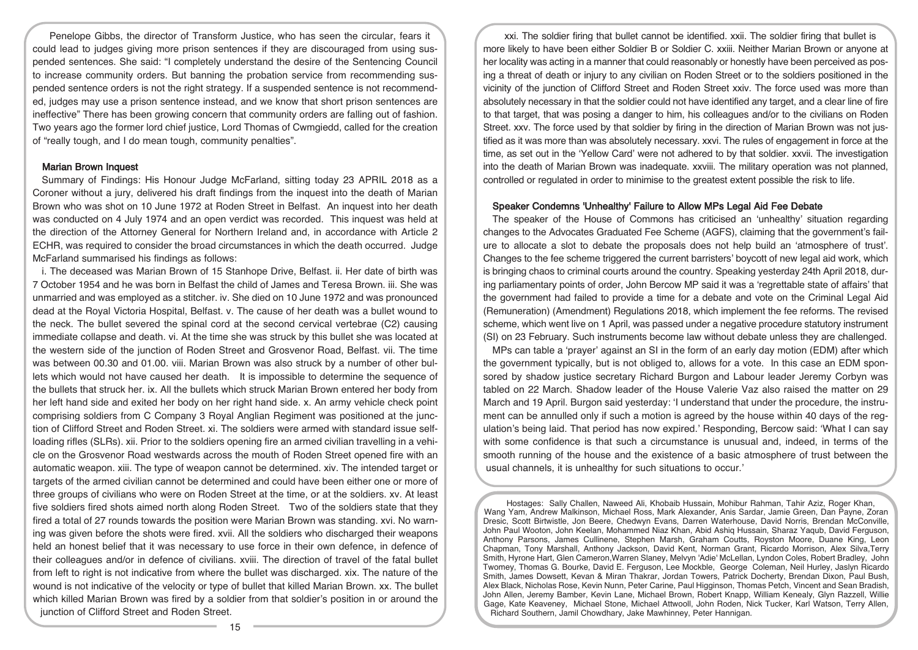Penelope Gibbs, the director of Transform Justice, who has seen the circular, fears it could lead to judges giving more prison sentences if they are discouraged from using suspended sentences. She said: "I completely understand the desire of the Sentencing Council to increase community orders. But banning the probation service from recommending suspended sentence orders is not the right strategy. If a suspended sentence is not recommended, judges may use a prison sentence instead, and we know that short prison sentences are ineffective" There has been growing concern that community orders are falling out of fashion. Two years ago the former lord chief justice, Lord Thomas of Cwmgiedd, called for the creation of "really tough, and I do mean tough, community penalties".

## Marian Brown Inquest

Summary of Findings: His Honour Judge McFarland, sitting today 23 APRIL 2018 as a Coroner without a jury, delivered his draft findings from the inquest into the death of Marian Brown who was shot on 10 June 1972 at Roden Street in Belfast. An inquest into her death was conducted on 4 July 1974 and an open verdict was recorded. This inquest was held at the direction of the Attorney General for Northern Ireland and, in accordance with Article 2 ECHR, was required to consider the broad circumstances in which the death occurred. Judge McFarland summarised his findings as follows:

i. The deceased was Marian Brown of 15 Stanhope Drive, Belfast. ii. Her date of birth was 7 October 1954 and he was born in Belfast the child of James and Teresa Brown. iii. She was unmarried and was employed as a stitcher. iv. She died on 10 June 1972 and was pronounced dead at the Royal Victoria Hospital, Belfast. v. The cause of her death was a bullet wound to the neck. The bullet severed the spinal cord at the second cervical vertebrae (C2) causing immediate collapse and death. vi. At the time she was struck by this bullet she was located at the western side of the junction of Roden Street and Grosvenor Road, Belfast. vii. The time was between 00.30 and 01.00. viii. Marian Brown was also struck by a number of other bullets which would not have caused her death. It is impossible to determine the sequence of the bullets that struck her. ix. All the bullets which struck Marian Brown entered her body from her left hand side and exited her body on her right hand side. x. An army vehicle check point comprising soldiers from C Company 3 Royal Anglian Regiment was positioned at the junction of Clifford Street and Roden Street. xi. The soldiers were armed with standard issue self-loading rifles (SLRs). xii. Prior to the soldiers opening fire an armed civilian travelling in a vehicle on the Grosvenor Road westwards across the mouth of Roden Street opened fire with an automatic weapon. xiii. The type of weapon cannot be determined. xiv. The intended target or targets of the armed civilian cannot be determined and could have been either one or more of three groups of civilians who were on Roden Street at the time, or at the soldiers. xv. At least five soldiers fired shots aimed north along Roden Street. Two of the soldiers state that they fired a total of 27 rounds towards the position were Marian Brown was standing. xvi. No warning was given before the shots were fired. xvii. All the soldiers who discharged their weapons held an honest belief that it was necessary to use force in their own defence, in defence of their colleagues and/or in defence of civilians. xviii. The direction of travel of the fatal bullet from left to right is not indicative of from where the bullet was discharged. xix. The nature of the wound is not indicative of the velocity or type of bullet that killed Marian Brown. xx. The bullet which killed Marian Brown was fired by a soldier from that soldier's position in or around the junction of Clifford Street and Roden Street.

xxi. The soldier firing that bullet cannot be identified. xxii. The soldier firing that bullet is more likely to have been either Soldier B or Soldier C. xxiii. Neither Marian Brown or anyone at her locality was acting in a manner that could reasonably or honestly have been perceived as posing a threat of death or injury to any civilian on Roden Street or to the soldiers positioned in the vicinity of the junction of Clifford Street and Roden Street xxiv. The force used was more than absolutely necessary in that the soldier could not have identified any target, and a clear line of fire to that target, that was posing a danger to him, his colleagues and/or to the civilians on Roden Street. xxv. The force used by that soldier by firing in the direction of Marian Brown was not justified as it was more than was absolutely necessary. xxvi. The rules of engagement in force at the time, as set out in the 'Yellow Card' were not adhered to by that soldier. xxvii. The investigation into the death of Marian Brown was inadequate. xxviii. The military operation was not planned, controlled or regulated in order to minimise to the greatest extent possible the risk to life.

## Speaker Condemns 'Unhealthy' Failure to Allow MPs Legal Aid Fee Debate

The speaker of the House of Commons has criticised an 'unhealthy' situation regarding changes to the Advocates Graduated Fee Scheme (AGFS), claiming that the government's failure to allocate a slot to debate the proposals does not help build an 'atmosphere of trust'. Changes to the fee scheme triggered the current barristers' boycott of new legal aid work, which is bringing chaos to criminal courts around the country. Speaking yesterday 24th April 2018, during parliamentary points of order, John Bercow MP said it was a 'regrettable state of affairs' that the government had failed to provide a time for a debate and vote on the Criminal Legal Aid (Remuneration) (Amendment) Regulations 2018, which implement the fee reforms. The revised scheme, which went live on 1 April, was passed under a negative procedure statutory instrument (SI) on 23 February. Such instruments become law without debate unless they are challenged.

MPs can table a 'prayer' against an SI in the form of an early day motion (EDM) after which the government typically, but is not obliged to, allows for a vote. In this case an EDM sponsored by shadow justice secretary Richard Burgon and Labour leader Jeremy Corbyn was tabled on 22 March. Shadow leader of the House Valerie Vaz also raised the matter on 29 March and 19 April. Burgon said yesterday: 'I understand that under the procedure, the instrument can be annulled only if such a motion is agreed by the house within 40 days of the regulation's being laid. That period has now expired.' Responding, Bercow said: 'What I can say with some confidence is that such a circumstance is unusual and, indeed, in terms of the smooth running of the house and the existence of a basic atmosphere of trust between the usual channels, it is unhealthy for such situations to occur.'

Hostages: Sally Challen, Naweed Ali, Khobaib Hussain, Mohibur Rahman, Tahir Aziz, Roger Khan, Wang Yam, Andrew Malkinson, Michael Ross, Mark Alexander, Anis Sardar, Jamie Green, Dan Payne, Zoran Dresic, Scott Birtwistle, Jon Beere, Chedwyn Evans, Darren Waterhouse, David Norris, Brendan McConville, John Paul Wooton, John Keelan, Mohammed Niaz Khan, Abid Ashiq Hussain, Sharaz Yaqub, David Ferguson, Anthony Parsons, James Cullinene, Stephen Marsh, Graham Coutts, Royston Moore, Duane King, Leon Chapman, Tony Marshall, Anthony Jackson, David Kent, Norman Grant, Ricardo Morrison, Alex Silva,Terry Smith, Hyrone Hart, Glen Cameron,Warren Slaney, Melvyn 'Adie' McLellan, Lyndon Coles, Robert Bradley, John Twomey, Thomas G. Bourke, David E. Ferguson, Lee Mockble, George Coleman, Neil Hurley, Jaslyn Ricardo Smith, James Dowsett, Kevan & Miran Thakrar, Jordan Towers, Patrick Docherty, Brendan Dixon, Paul Bush, Alex Black, Nicholas Rose, Kevin Nunn, Peter Carine, Paul Higginson, Thomas Petch, Vincent and Sean Bradish, John Allen, Jeremy Bamber, Kevin Lane, Michael Brown, Robert Knapp, William Kenealy, Glyn Razzell, Willie Gage, Kate Keaveney, Michael Stone, Michael Attwooll, John Roden, Nick Tucker, Karl Watson, Terry Allen, Richard Southern, Jamil Chowdhary, Jake Mawhinney, Peter Hannigan.